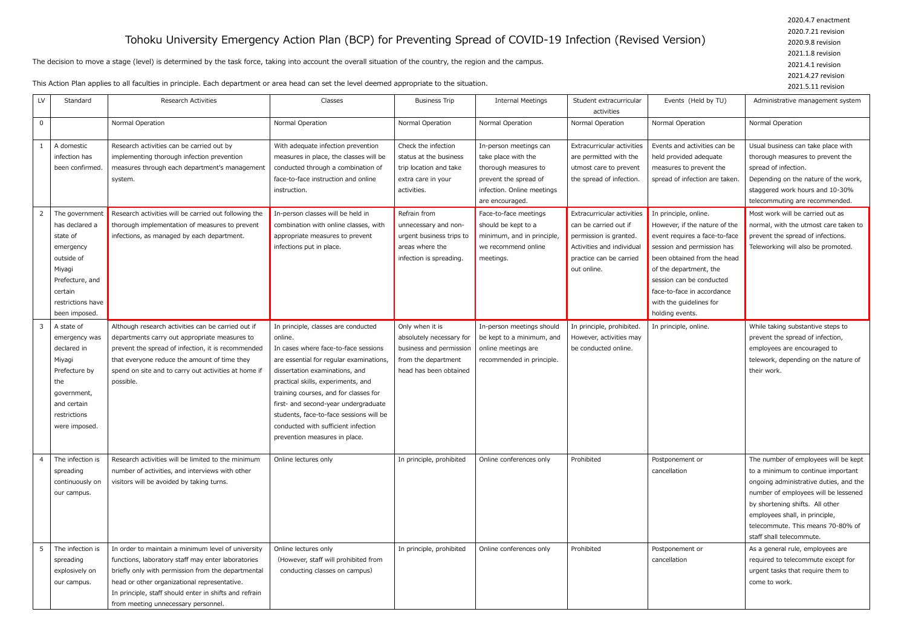# Tohoku University Emergency Action Plan (BCP) for Preventing Spread of COVID-19 Infection (Revised Version)

2020.4.7 enactment
2020.7.21 revision
2020.9.8 revision
2021.1.8 revision
2021.4.1 revision
2021.4.27 revision
2021.5.11 revision

The decision to move a stage (level) is determined by the task force, taking into account the overall situation of the country, the region and the campus.

This Action Plan applies to all faculties in principle. Each department or area head can set the level deemed appropriate to the situation.

| LV | Standard | Research Activities | Classes | Business Trip | Internal Meetings | Student extracurricular activities | Events (Held by TU) | Administrative management system |
|---|---|---|---|---|---|---|---|---|
| 0 | | Normal Operation | Normal Operation | Normal Operation | Normal Operation | Normal Operation | Normal Operation | Normal Operation |
| 1 | A domestic infection has been confirmed. | Research activities can be carried out by implementing thorough infection prevention measures through each department's management system. | With adequate infection prevention measures in place, the classes will be conducted through a combination of face-to-face instruction and online instruction. | Check the infection status at the business trip location and take extra care in your activities. | In-person meetings can take place with the thorough measures to prevent the spread of infection. Online meetings are encouraged. | Extracurricular activities are permitted with the utmost care to prevent the spread of infection. | Events and activities can be held provided adequate measures to prevent the spread of infection are taken. | Usual business can take place with thorough measures to prevent the spread of infection. Depending on the nature of the work, staggered work hours and 10-30% telecommuting are recommended. |
| 2 | The government has declared a state of emergency outside of Miyagi Prefecture, and certain restrictions have been imposed. | Research activities will be carried out following the thorough implementation of measures to prevent infections, as managed by each department. | In-person classes will be held in combination with online classes, with appropriate measures to prevent infections put in place. | Refrain from unnecessary and non-urgent business trips to areas where the infection is spreading. | Face-to-face meetings should be kept to a minimum, and in principle, we recommend online meetings. | Extracurricular activities can be carried out if permission is granted. Activities and individual practice can be carried out online. | In principle, online. However, if the nature of the event requires a face-to-face session and permission has been obtained from the head of the department, the session can be conducted face-to-face in accordance with the guidelines for holding events. | Most work will be carried out as normal, with the utmost care taken to prevent the spread of infections. Teleworking will also be promoted. |
| 3 | A state of emergency was declared in Miyagi Prefecture by the government, and certain restrictions were imposed. | Although research activities can be carried out if departments carry out appropriate measures to prevent the spread of infection, it is recommended that everyone reduce the amount of time they spend on site and to carry out activities at home if possible. | In principle, classes are conducted online. In cases where face-to-face sessions are essential for regular examinations, dissertation examinations, and practical skills, experiments, and training courses, and for classes for first- and second-year undergraduate students, face-to-face sessions will be conducted with sufficient infection prevention measures in place. | Only when it is absolutely necessary for business and permission from the department head has been obtained | In-person meetings should be kept to a minimum, and online meetings are recommended in principle. | In principle, prohibited. However, activities may be conducted online. | In principle, online. | While taking substantive steps to prevent the spread of infection, employees are encouraged to telework, depending on the nature of their work. |
| 4 | The infection is spreading continuously on our campus. | Research activities will be limited to the minimum number of activities, and interviews with other visitors will be avoided by taking turns. | Online lectures only | In principle, prohibited | Online conferences only | Prohibited | Postponement or cancellation | The number of employees will be kept to a minimum to continue important ongoing administrative duties, and the number of employees will be lessened by shortening shifts. All other employees shall, in principle, telecommute. This means 70-80% of staff shall telecommute. |
| 5 | The infection is spreading explosively on our campus. | In order to maintain a minimum level of university functions, laboratory staff may enter laboratories briefly only with permission from the departmental head or other organizational representative. In principle, staff should enter in shifts and refrain from meeting unnecessary personnel. | Online lectures only (However, staff will prohibited from conducting classes on campus) | In principle, prohibited | Online conferences only | Prohibited | Postponement or cancellation | As a general rule, employees are required to telecommute except for urgent tasks that require them to come to work. |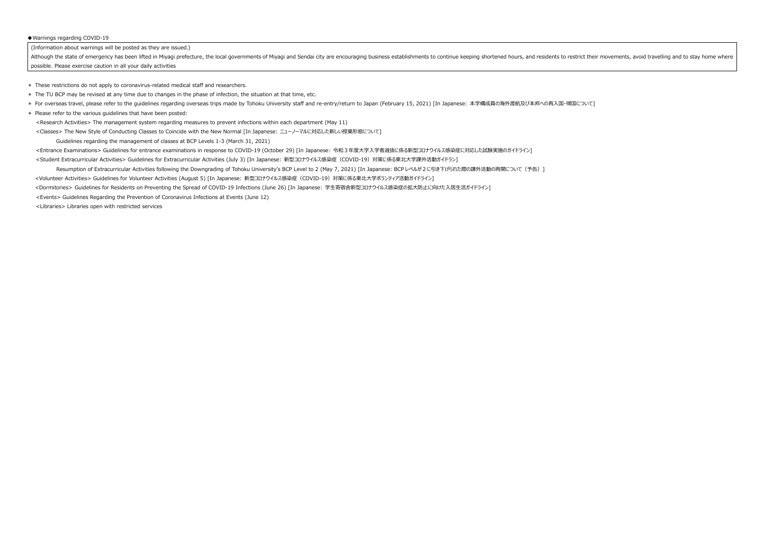●Warnings regarding COVID-19

| (Information about warnings will be posted as they are issued.) |
| --- |
| Although the state of emergency has been lifted in Miyagi prefecture, the local governments of Miyagi and Sendai city are encouraging business establishments to continue keeping shortened hours, and residents to restrict their movements, avoid travelling and to stay home where possible. Please exercise caution in all your daily activities |

＊ These restrictions do not apply to coronavirus-related medical staff and researchers.

＊ The TU BCP may be revised at any time due to changes in the phase of infection, the situation at that time, etc.

＊ For overseas travel, please refer to the guidelines regarding overseas trips made by Tohoku University staff and re-entry/return to Japan (February 15, 2021) [In Japanese: 本学構成員の海外渡航及び本邦への再入国・帰国について]

＊ Please refer to the various guidelines that have been posted:

<Research Activities> The management system regarding measures to prevent infections within each department (May 11)

<Classes> The New Style of Conducting Classes to Coincide with the New Normal [In Japanese: ニューノーマルに対応した新しい授業形態について]

Guidelines regarding the management of classes at BCP Levels 1-3 (March 31, 2021)

<Entrance Examinations> Guidelines for entrance examinations in response to COVID-19 (October 29) [In Japanese: 令和３年度大学入学者選抜に係る新型コロナウイルス感染症に対応した試験実施のガイドライン]

<Student Extracurricular Activities> Guidelines for Extracurricular Activities (July 3) [In Japanese: 新型コロナウイルス感染症（COVID-19）対策に係る東北大学課外活動ガイドラン]

Resumption of Extracurricular Activities following the Downgrading of Tohoku University's BCP Level to 2 (May 7, 2021) [In Japanese: BCPレベルが２に引き下げられた際の課外活動の再開について（予告）]

<Volunteer Activities> Guidelines for Volunteer Activities (August 5) [In Japanese: 新型コロナウイルス感染症（COVID-19）対策に係る東北大学ボランティア活動ガイドライン]

<Dormitories> Guidelines for Residents on Preventing the Spread of COVID-19 Infections (June 26) [In Japanese: 学生寄宿舎新型コロナウイルス感染症の拡大防止に向けた入居生活ガイドライン]

<Events> Guidelines Regarding the Prevention of Coronavirus Infections at Events (June 12)

<Libraries> Libraries open with restricted services